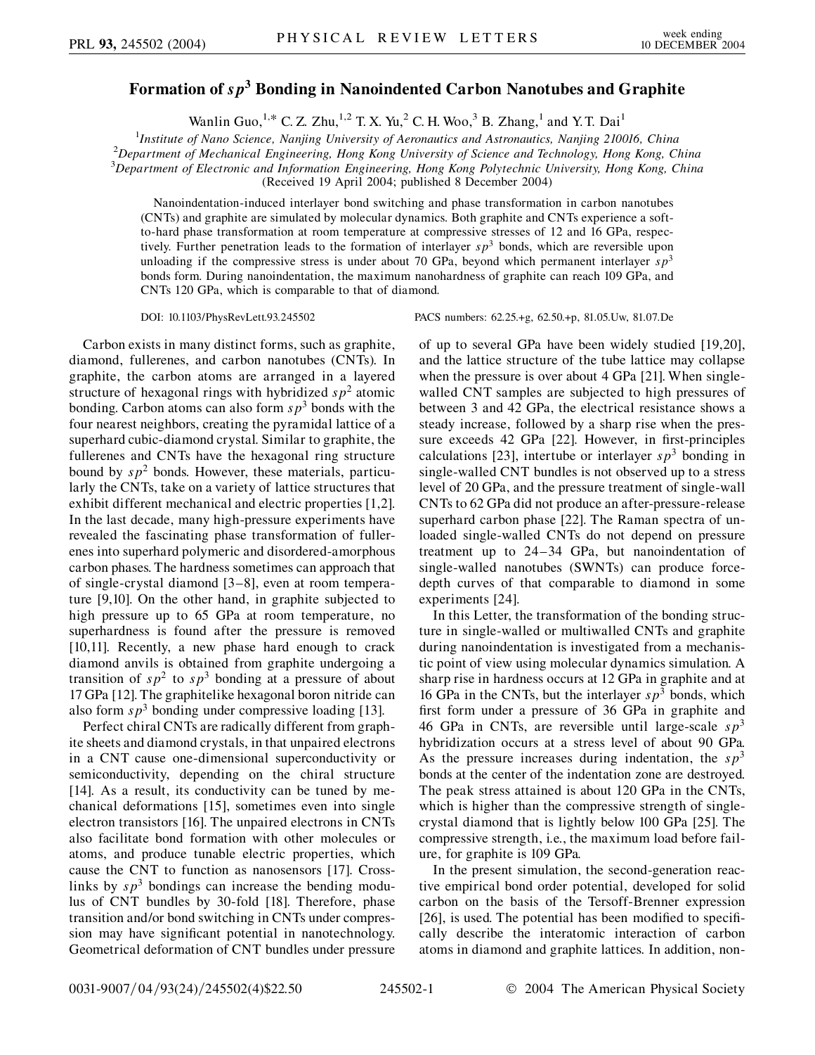# Formation of $sp^3$ Bonding in Nanoindented Carbon Nanotubes and Graphite

Wanlin Guo,[1,*] C. Z. Zhu,[1,2] T. X. Yu,[2] C. H. Woo,[3] B. Zhang,[1] and Y. T. Dai[1]

[1] *Institute of Nano Science, Nanjing University of Aeronautics and Astronautics, Nanjing 210016, China*
[2] *Department of Mechanical Engineering, Hong Kong University of Science and Technology, Hong Kong, China*
[3] *Department of Electronic and Information Engineering, Hong Kong Polytechnic University, Hong Kong, China*
(Received 19 April 2004; published 8 December 2004)

Nanoindentation-induced interlayer bond switching and phase transformation in carbon nanotubes (CNTs) and graphite are simulated by molecular dynamics. Both graphite and CNTs experience a soft-to-hard phase transformation at room temperature at compressive stresses of 12 and 16 GPa, respectively. Further penetration leads to the formation of interlayer $sp^3$ bonds, which are reversible upon unloading if the compressive stress is under about 70 GPa, beyond which permanent interlayer $sp^3$ bonds form. During nanoindentation, the maximum nanohardness of graphite can reach 109 GPa, and CNTs 120 GPa, which is comparable to that of diamond.

DOI: 10.1103/PhysRevLett.93.245502 PACS numbers: 62.25.+g, 62.50.+p, 81.05.Uw, 81.07.De

Carbon exists in many distinct forms, such as graphite, diamond, fullerenes, and carbon nanotubes (CNTs). In graphite, the carbon atoms are arranged in a layered structure of hexagonal rings with hybridized $sp^2$ atomic bonding. Carbon atoms can also form $sp^3$ bonds with the four nearest neighbors, creating the pyramidal lattice of a superhard cubic-diamond crystal. Similar to graphite, the fullerenes and CNTs have the hexagonal ring structure bound by $sp^2$ bonds. However, these materials, particularly the CNTs, take on a variety of lattice structures that exhibit different mechanical and electric properties [1,2]. In the last decade, many high-pressure experiments have revealed the fascinating phase transformation of fullerenes into superhard polymeric and disordered-amorphous carbon phases. The hardness sometimes can approach that of single-crystal diamond [3–8], even at room temperature [9,10]. On the other hand, in graphite subjected to high pressure up to 65 GPa at room temperature, no superhardness is found after the pressure is removed [10,11]. Recently, a new phase hard enough to crack diamond anvils is obtained from graphite undergoing a transition of $sp^2$ to $sp^3$ bonding at a pressure of about 17 GPa [12]. The graphitelike hexagonal boron nitride can also form $sp^3$ bonding under compressive loading [13].

Perfect chiral CNTs are radically different from graphite sheets and diamond crystals, in that unpaired electrons in a CNT cause one-dimensional superconductivity or semiconductivity, depending on the chiral structure [14]. As a result, its conductivity can be tuned by mechanical deformations [15], sometimes even into single electron transistors [16]. The unpaired electrons in CNTs also facilitate bond formation with other molecules or atoms, and produce tunable electric properties, which cause the CNT to function as nanosensors [17]. Cross-links by $sp^3$ bondings can increase the bending modulus of CNT bundles by 30-fold [18]. Therefore, phase transition and/or bond switching in CNTs under compression may have significant potential in nanotechnology. Geometrical deformation of CNT bundles under pressure of up to several GPa have been widely studied [19,20], and the lattice structure of the tube lattice may collapse when the pressure is over about 4 GPa [21]. When single-walled CNT samples are subjected to high pressures of between 3 and 42 GPa, the electrical resistance shows a steady increase, followed by a sharp rise when the pressure exceeds 42 GPa [22]. However, in first-principles calculations [23], intertube or interlayer $sp^3$ bonding in single-walled CNT bundles is not observed up to a stress level of 20 GPa, and the pressure treatment of single-wall CNTs to 62 GPa did not produce an after-pressure-release superhard carbon phase [22]. The Raman spectra of unloaded single-walled CNTs do not depend on pressure treatment up to 24–34 GPa, but nanoindentation of single-walled nanotubes (SWNTs) can produce force-depth curves of that comparable to diamond in some experiments [24].

In this Letter, the transformation of the bonding structure in single-walled or multiwalled CNTs and graphite during nanoindentation is investigated from a mechanistic point of view using molecular dynamics simulation. A sharp rise in hardness occurs at 12 GPa in graphite and at 16 GPa in the CNTs, but the interlayer $sp^3$ bonds, which first form under a pressure of 36 GPa in graphite and 46 GPa in CNTs, are reversible until large-scale $sp^3$ hybridization occurs at a stress level of about 90 GPa. As the pressure increases during indentation, the $sp^3$ bonds at the center of the indentation zone are destroyed. The peak stress attained is about 120 GPa in the CNTs, which is higher than the compressive strength of single-crystal diamond that is lightly below 100 GPa [25]. The compressive strength, i.e., the maximum load before failure, for graphite is 109 GPa.

In the present simulation, the second-generation reactive empirical bond order potential, developed for solid carbon on the basis of the Tersoff-Brenner expression [26], is used. The potential has been modified to specifically describe the interatomic interaction of carbon atoms in diamond and graphite lattices. In addition, non-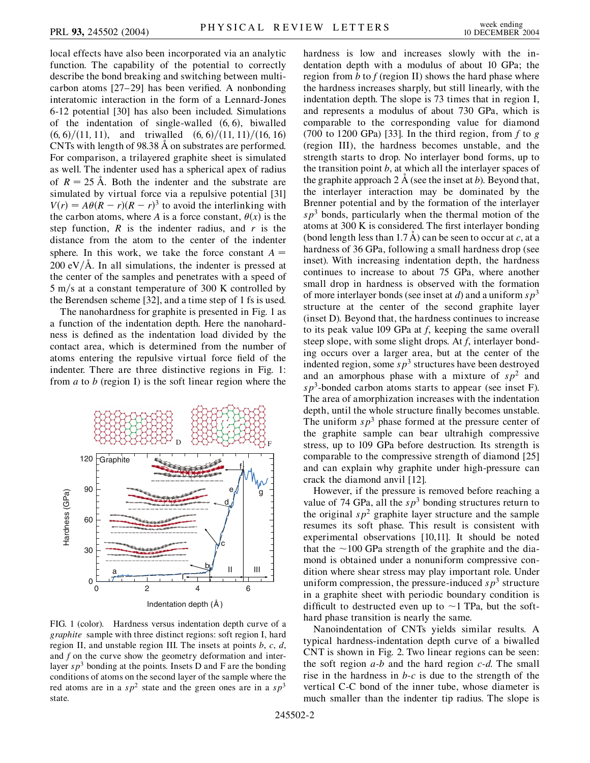local effects have also been incorporated via an analytic function. The capability of the potential to correctly describe the bond breaking and switching between multicarbon atoms [27–29] has been verified. A nonbonding interatomic interaction in the form of a Lennard-Jones 6-12 potential [30] has also been included. Simulations of the indentation of single-walled (6, 6), biwalled (6, 6)/(11, 11), and triwalled (6, 6)/(11, 11)/(16, 16) CNTs with length of 98.38 Å on substrates are performed. For comparison, a trilayered graphite sheet is simulated as well. The indenter used has a spherical apex of radius of $R = 25$ Å. Both the indenter and the substrate are simulated by virtual force via a repulsive potential [31] $V(r) = A\theta(R - r)(R - r)^3$ to avoid the interlinking with the carbon atoms, where $A$ is a force constant, $\theta(x)$ is the step function, $R$ is the indenter radius, and $r$ is the distance from the atom to the center of the indenter sphere. In this work, we take the force constant $A = 200$ eV/Å. In all simulations, the indenter is pressed at the center of the samples and penetrates with a speed of 5 m/s at a constant temperature of 300 K controlled by the Berendsen scheme [32], and a time step of 1 fs is used.

The nanohardness for graphite is presented in Fig. 1 as a function of the indentation depth. Here the nanohardness is defined as the indentation load divided by the contact area, which is determined from the number of atoms entering the repulsive virtual force field of the indenter. There are three distinctive regions in Fig. 1: from *a* to *b* (region I) is the soft linear region where the hardness is low and increases slowly with the indentation depth with a modulus of about 10 GPa; the region from *b* to *f* (region II) shows the hard phase where the hardness increases sharply, but still linearly, with the indentation depth. The slope is 73 times that in region I, and represents a modulus of about 730 GPa, which is comparable to the corresponding value for diamond (700 to 1200 GPa) [33]. In the third region, from *f* to *g* (region III), the hardness becomes unstable, and the strength starts to drop. No interlayer bond forms, up to the transition point *b*, at which all the interlayer spaces of the graphite approach 2 Å (see the inset at *b*). Beyond that, the interlayer interaction may be dominated by the Brenner potential and by the formation of the interlayer $sp^3$ bonds, particularly when the thermal motion of the atoms at 300 K is considered. The first interlayer bonding (bond length less than 1.7 Å) can be seen to occur at *c*, at a hardness of 36 GPa, following a small hardness drop (see inset). With increasing indentation depth, the hardness continues to increase to about 75 GPa, where another small drop in hardness is observed with the formation of more interlayer bonds (see inset at *d*) and a uniform $sp^3$ structure at the center of the second graphite layer (inset D). Beyond that, the hardness continues to increase to its peak value 109 GPa at *f*, keeping the same overall steep slope, with some slight drops. At *f*, interlayer bonding occurs over a larger area, but at the center of the indented region, some $sp^3$ structures have been destroyed and an amorphous phase with a mixture of $sp^2$ and $sp^3$-bonded carbon atoms starts to appear (see inset F). The area of amorphization increases with the indentation depth, until the whole structure finally becomes unstable. The uniform $sp^3$ phase formed at the pressure center of the graphite sample can bear ultrahigh compressive stress, up to 109 GPa before destruction. Its strength is comparable to the compressive strength of diamond [25] and can explain why graphite under high-pressure can crack the diamond anvil [12].

FIG. 1 (color). Hardness versus indentation depth curve of a *graphite* sample with three distinct regions: soft region I, hard region II, and unstable region III. The insets at points *b*, *c*, *d*, and *f* on the curve show the geometry deformation and interlayer $sp^3$ bonding at the points. Insets D and F are the bonding conditions of atoms on the second layer of the sample where the red atoms are in a $sp^2$ state and the green ones are in a $sp^3$ state.

However, if the pressure is removed before reaching a value of 74 GPa, all the $sp^3$ bonding structures return to the original $sp^2$ graphite layer structure and the sample resumes its soft phase. This result is consistent with experimental observations [10,11]. It should be noted that the ~100 GPa strength of the graphite and the diamond is obtained under a nonuniform compressive condition where shear stress may play important role. Under uniform compression, the pressure-induced $sp^3$ structure in a graphite sheet with periodic boundary condition is difficult to destructed even up to ~1 TPa, but the soft-hard phase transition is nearly the same.

Nanoindentation of CNTs yields similar results. A typical hardness-indentation depth curve of a biwalled CNT is shown in Fig. 2. Two linear regions can be seen: the soft region *a*-*b* and the hard region *c*-*d*. The small rise in the hardness in *b*-*c* is due to the strength of the vertical C-C bond of the inner tube, whose diameter is much smaller than the indenter tip radius. The slope is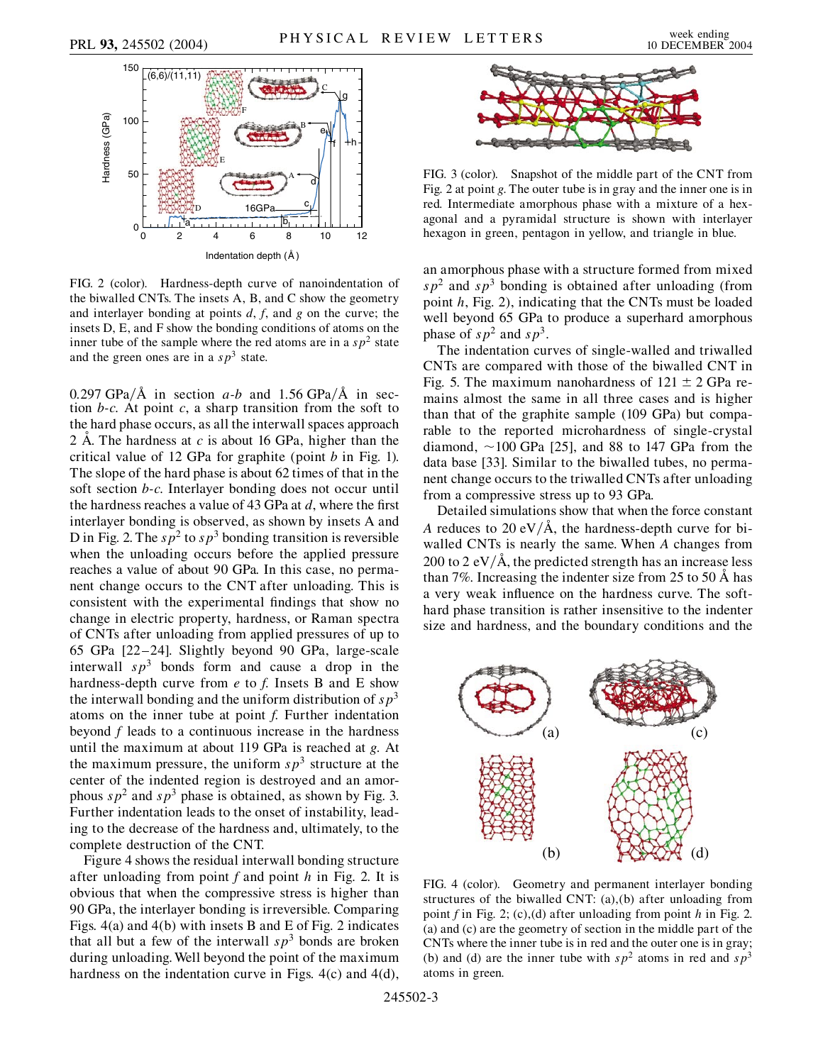FIG. 2 (color). Hardness-depth curve of nanoindentation of the biwalled CNTs. The insets A, B, and C show the geometry and interlayer bonding at points $d$, $f$, and $g$ on the curve; the insets D, E, and F show the bonding conditions of atoms on the inner tube of the sample where the red atoms are in a $sp^2$ state and the green ones are in a $sp^3$ state.

0.297 GPa/Å in section $a$-$b$ and 1.56 GPa/Å in section $b$-$c$. At point $c$, a sharp transition from the soft to the hard phase occurs, as all the interwall spaces approach 2 Å. The hardness at $c$ is about 16 GPa, higher than the critical value of 12 GPa for graphite (point $b$ in Fig. 1). The slope of the hard phase is about 62 times of that in the soft section $b$-$c$. Interlayer bonding does not occur until the hardness reaches a value of 43 GPa at $d$, where the first interlayer bonding is observed, as shown by insets A and D in Fig. 2. The $sp^2$ to $sp^3$ bonding transition is reversible when the unloading occurs before the applied pressure reaches a value of about 90 GPa. In this case, no permanent change occurs to the CNT after unloading. This is consistent with the experimental findings that show no change in electric property, hardness, or Raman spectra of CNTs after unloading from applied pressures of up to 65 GPa [22–24]. Slightly beyond 90 GPa, large-scale interwall $sp^3$ bonds form and cause a drop in the hardness-depth curve from $e$ to $f$. Insets B and E show the interwall bonding and the uniform distribution of $sp^3$ atoms on the inner tube at point $f$. Further indentation beyond $f$ leads to a continuous increase in the hardness until the maximum at about 119 GPa is reached at $g$. At the maximum pressure, the uniform $sp^3$ structure at the center of the indented region is destroyed and an amorphous $sp^2$ and $sp^3$ phase is obtained, as shown by Fig. 3. Further indentation leads to the onset of instability, leading to the decrease of the hardness and, ultimately, to the complete destruction of the CNT.

Figure 4 shows the residual interwall bonding structure after unloading from point $f$ and point $h$ in Fig. 2. It is obvious that when the compressive stress is higher than 90 GPa, the interlayer bonding is irreversible. Comparing Figs. 4(a) and 4(b) with insets B and E of Fig. 2 indicates that all but a few of the interwall $sp^3$ bonds are broken during unloading. Well beyond the point of the maximum hardness on the indentation curve in Figs. 4(c) and 4(d), an amorphous phase with a structure formed from mixed $sp^2$ and $sp^3$ bonding is obtained after unloading (from point $h$, Fig. 2), indicating that the CNTs must be loaded well beyond 65 GPa to produce a superhard amorphous phase of $sp^2$ and $sp^3$.

FIG. 3 (color). Snapshot of the middle part of the CNT from Fig. 2 at point $g$. The outer tube is in gray and the inner one is in red. Intermediate amorphous phase with a mixture of a hexagonal and a pyramidal structure is shown with interlayer hexagon in green, pentagon in yellow, and triangle in blue.

The indentation curves of single-walled and triwalled CNTs are compared with those of the biwalled CNT in Fig. 5. The maximum nanohardness of $121 \pm 2$ GPa remains almost the same in all three cases and is higher than that of the graphite sample (109 GPa) but comparable to the reported microhardness of single-crystal diamond, ~100 GPa [25], and 88 to 147 GPa from the data base [33]. Similar to the biwalled tubes, no permanent change occurs to the triwalled CNTs after unloading from a compressive stress up to 93 GPa.

Detailed simulations show that when the force constant $A$ reduces to 20 eV/Å, the hardness-depth curve for biwalled CNTs is nearly the same. When $A$ changes from 200 to 2 eV/Å, the predicted strength has an increase less than 7%. Increasing the indenter size from 25 to 50 Å has a very weak influence on the hardness curve. The soft-hard phase transition is rather insensitive to the indenter size and hardness, and the boundary conditions and the

FIG. 4 (color). Geometry and permanent interlayer bonding structures of the biwalled CNT: (a),(b) after unloading from point $f$ in Fig. 2; (c),(d) after unloading from point $h$ in Fig. 2. (a) and (c) are the geometry of section in the middle part of the CNTs where the inner tube is in red and the outer one is in gray; (b) and (d) are the inner tube with $sp^2$ atoms in red and $sp^3$ atoms in green.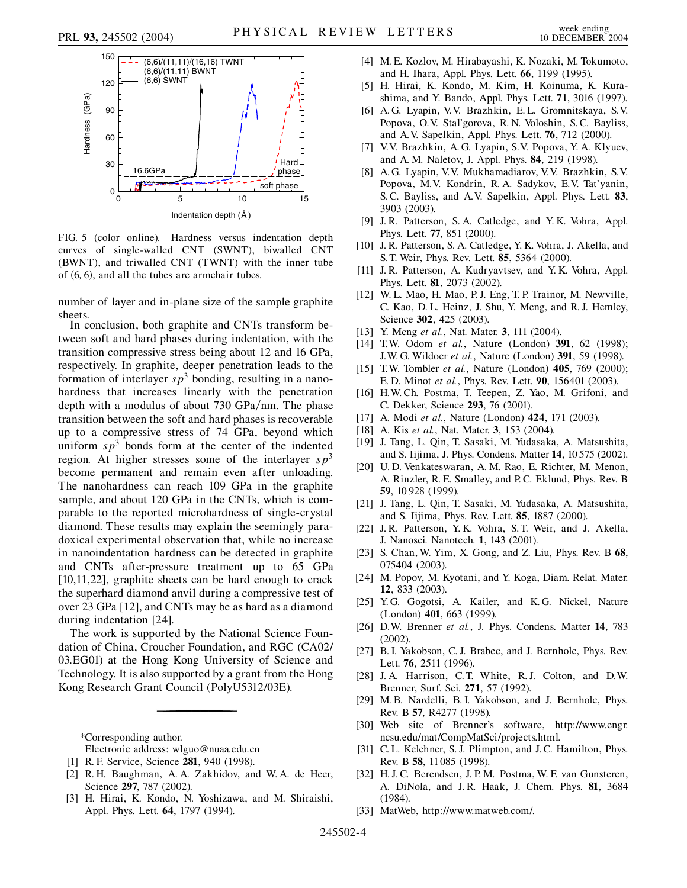150
(6,6)/(11,11)/(16,16) TWNT
(6,6)/(11,11) BWNT
(6,6) SWNT
120
90
60
30
0
Hardness (GPa)
16.6GPa
Hard phase
soft phase
0
5
10
15
Indentation depth (Å)

FIG. 5 (color online). Hardness versus indentation depth curves of single-walled CNT (SWNT), biwalled CNT (BWNT), and triwalled CNT (TWNT) with the inner tube of (6, 6), and all the tubes are armchair tubes.

number of layer and in-plane size of the sample graphite sheets.

In conclusion, both graphite and CNTs transform between soft and hard phases during indentation, with the transition compressive stress being about 12 and 16 GPa, respectively. In graphite, deeper penetration leads to the formation of interlayer $sp^3$ bonding, resulting in a nanohardness that increases linearly with the penetration depth with a modulus of about 730 GPa/nm. The phase transition between the soft and hard phases is recoverable up to a compressive stress of 74 GPa, beyond which uniform $sp^3$ bonds form at the center of the indented region. At higher stresses some of the interlayer $sp^3$ become permanent and remain even after unloading. The nanohardness can reach 109 GPa in the graphite sample, and about 120 GPa in the CNTs, which is comparable to the reported microhardness of single-crystal diamond. These results may explain the seemingly paradoxical experimental observation that, while no increase in nanoindentation hardness can be detected in graphite and CNTs after-pressure treatment up to 65 GPa [10,11,22], graphite sheets can be hard enough to crack the superhard diamond anvil during a compressive test of over 23 GPa [12], and CNTs may be as hard as a diamond during indentation [24].

The work is supported by the National Science Foundation of China, Croucher Foundation, and RGC (CA02/03.EG01) at the Hong Kong University of Science and Technology. It is also supported by a grant from the Hong Kong Research Grant Council (PolyU5312/03E).

---

*Corresponding author.
Electronic address: wlguo@nuaa.edu.cn

[1] R. F. Service, Science **281**, 940 (1998).
[2] R. H. Baughman, A. A. Zakhidov, and W. A. de Heer, Science **297**, 787 (2002).
[3] H. Hirai, K. Kondo, N. Yoshizawa, and M. Shiraishi, Appl. Phys. Lett. **64**, 1797 (1994).
[4] M. E. Kozlov, M. Hirabayashi, K. Nozaki, M. Tokumoto, and H. Ihara, Appl. Phys. Lett. **66**, 1199 (1995).
[5] H. Hirai, K. Kondo, M. Kim, H. Koinuma, K. Kurashima, and Y. Bando, Appl. Phys. Lett. **71**, 3016 (1997).
[6] A. G. Lyapin, V. V. Brazhkin, E. L. Gromnitskaya, S. V. Popova, O. V. Stal'gorova, R. N. Voloshin, S. C. Bayliss, and A. V. Sapelkin, Appl. Phys. Lett. **76**, 712 (2000).
[7] V. V. Brazhkin, A. G. Lyapin, S. V. Popova, Y. A. Klyuev, and A. M. Naletov, J. Appl. Phys. **84**, 219 (1998).
[8] A. G. Lyapin, V. V. Mukhamadiarov, V. V. Brazhkin, S. V. Popova, M. V. Kondrin, R. A. Sadykov, E. V. Tat'yanin, S. C. Bayliss, and A. V. Sapelkin, Appl. Phys. Lett. **83**, 3903 (2003).
[9] J. R. Patterson, S. A. Catledge, and Y. K. Vohra, Appl. Phys. Lett. **77**, 851 (2000).
[10] J. R. Patterson, S. A. Catledge, Y. K. Vohra, J. Akella, and S. T. Weir, Phys. Rev. Lett. **85**, 5364 (2000).
[11] J. R. Patterson, A. Kudryavtsev, and Y. K. Vohra, Appl. Phys. Lett. **81**, 2073 (2002).
[12] W. L. Mao, H. Mao, P. J. Eng, T. P. Trainor, M. Newville, C. Kao, D. L. Heinz, J. Shu, Y. Meng, and R. J. Hemley, Science **302**, 425 (2003).
[13] Y. Meng *et al.*, Nat. Mater. **3**, 111 (2004).
[14] T. W. Odom *et al.*, Nature (London) **391**, 62 (1998); J. W. G. Wildoer *et al.*, Nature (London) **391**, 59 (1998).
[15] T. W. Tombler *et al.*, Nature (London) **405**, 769 (2000); E. D. Minot *et al.*, Phys. Rev. Lett. **90**, 156401 (2003).
[16] H. W. Ch. Postma, T. Teepen, Z. Yao, M. Grifoni, and C. Dekker, Science **293**, 76 (2001).
[17] A. Modi *et al.*, Nature (London) **424**, 171 (2003).
[18] A. Kis *et al.*, Nat. Mater. **3**, 153 (2004).
[19] J. Tang, L. Qin, T. Sasaki, M. Yudasaka, A. Matsushita, and S. Iijima, J. Phys. Condens. Matter **14**, 10 575 (2002).
[20] U. D. Venkateswaran, A. M. Rao, E. Richter, M. Menon, A. Rinzler, R. E. Smalley, and P. C. Eklund, Phys. Rev. B **59**, 10 928 (1999).
[21] J. Tang, L. Qin, T. Sasaki, M. Yudasaka, A. Matsushita, and S. Iijima, Phys. Rev. Lett. **85**, 1887 (2000).
[22] J. R. Patterson, Y. K. Vohra, S. T. Weir, and J. Akella, J. Nanosci. Nanotech. **1**, 143 (2001).
[23] S. Chan, W. Yim, X. Gong, and Z. Liu, Phys. Rev. B **68**, 075404 (2003).
[24] M. Popov, M. Kyotani, and Y. Koga, Diam. Relat. Mater. **12**, 833 (2003).
[25] Y. G. Gogotsi, A. Kailer, and K. G. Nickel, Nature (London) **401**, 663 (1999).
[26] D. W. Brenner *et al.*, J. Phys. Condens. Matter **14**, 783 (2002).
[27] B. I. Yakobson, C. J. Brabec, and J. Bernholc, Phys. Rev. Lett. **76**, 2511 (1996).
[28] J. A. Harrison, C. T. White, R. J. Colton, and D. W. Brenner, Surf. Sci. **271**, 57 (1992).
[29] M. B. Nardelli, B. I. Yakobson, and J. Bernholc, Phys. Rev. B **57**, R4277 (1998).
[30] Web site of Brenner's software, http://www.engr.ncsu.edu/mat/CompMatSci/projects.html.
[31] C. L. Kelchner, S. J. Plimpton, and J. C. Hamilton, Phys. Rev. B **58**, 11 085 (1998).
[32] H. J. C. Berendsen, J. P. M. Postma, W. F. van Gunsteren, A. DiNola, and J. R. Haak, J. Chem. Phys. **81**, 3684 (1984).
[33] MatWeb, http://www.matweb.com/.